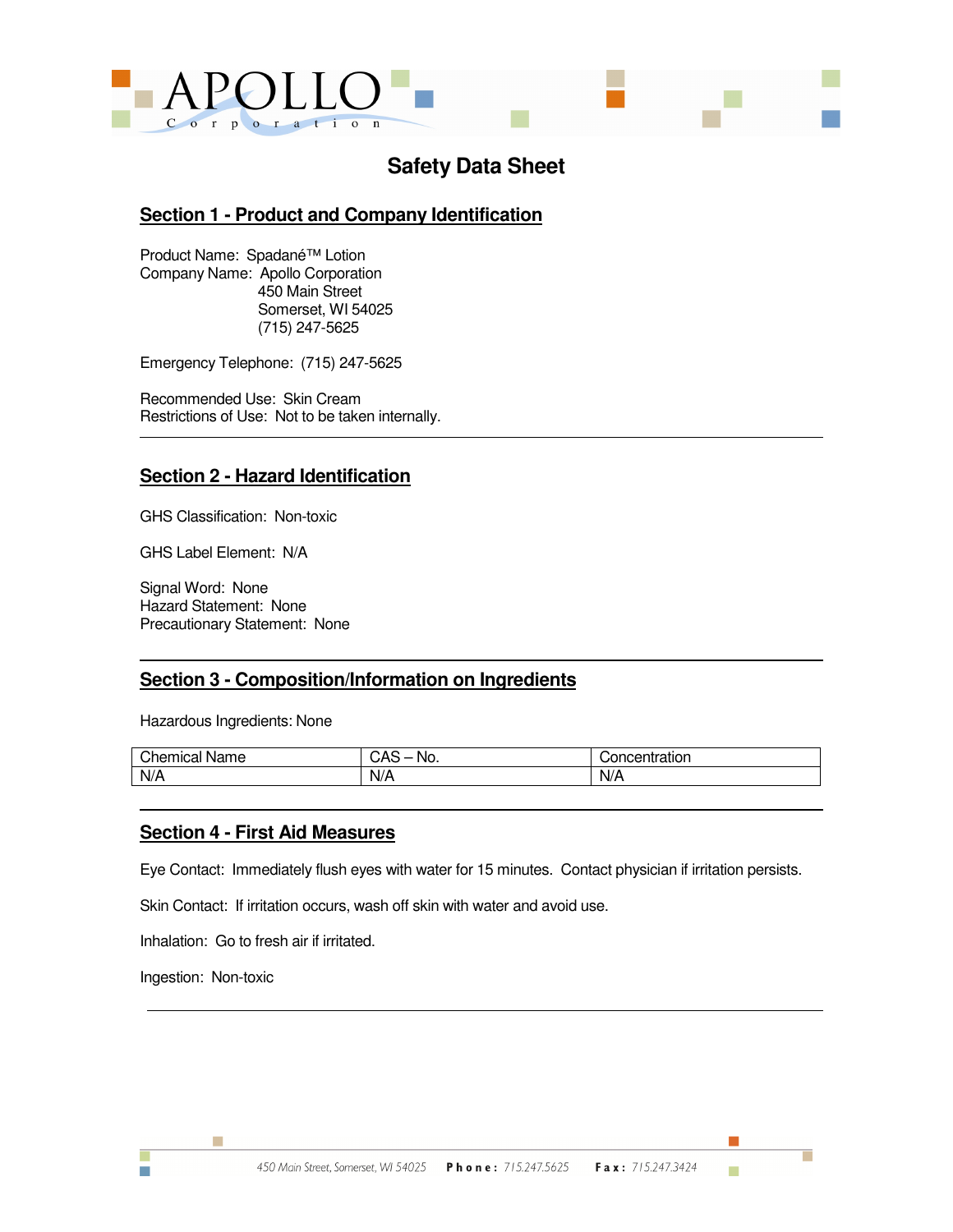APOLLO Corporation

# Safety Data Sheet

## Section 1 - Product and Company Identification

Product Name: Spadané™ Lotion
Company Name: Apollo Corporation
450 Main Street
Somerset, WI 54025
(715) 247-5625

Emergency Telephone: (715) 247-5625

Recommended Use: Skin Cream
Restrictions of Use: Not to be taken internally.

---

## Section 2 - Hazard Identification

GHS Classification: Non-toxic

GHS Label Element: N/A

Signal Word: None
Hazard Statement: None
Precautionary Statement: None

---

## Section 3 - Composition/Information on Ingredients

Hazardous Ingredients: None

| Chemical Name | CAS – No. | Concentration |
|---|---|---|
| N/A | N/A | N/A |

---

## Section 4 - First Aid Measures

Eye Contact: Immediately flush eyes with water for 15 minutes. Contact physician if irritation persists.

Skin Contact: If irritation occurs, wash off skin with water and avoid use.

Inhalation: Go to fresh air if irritated.

Ingestion: Non-toxic

---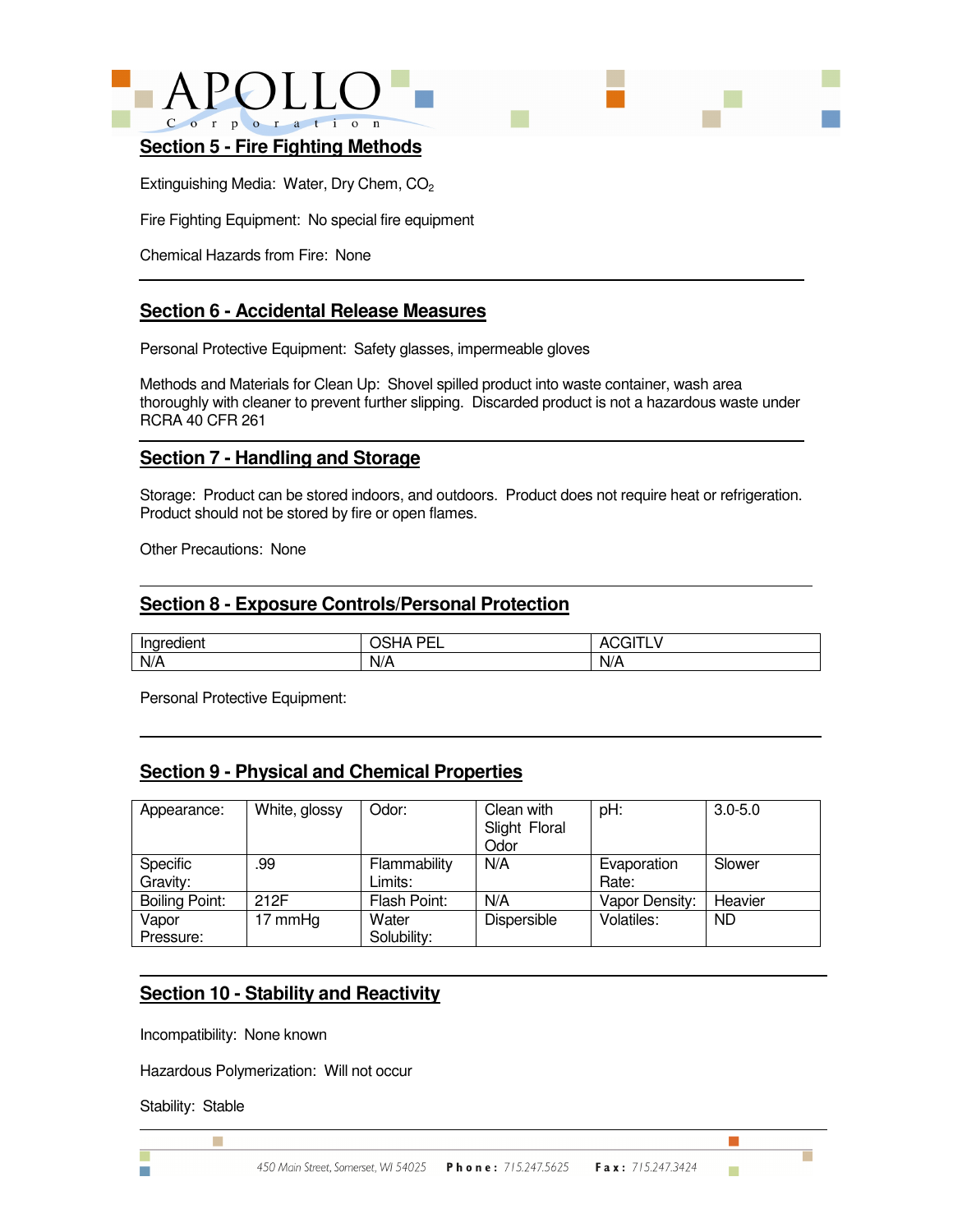## Section 5 - Fire Fighting Methods

Extinguishing Media: Water, Dry Chem, $CO_2$

Fire Fighting Equipment: No special fire equipment

Chemical Hazards from Fire: None

## Section 6 - Accidental Release Measures

Personal Protective Equipment: Safety glasses, impermeable gloves

Methods and Materials for Clean Up: Shovel spilled product into waste container, wash area thoroughly with cleaner to prevent further slipping. Discarded product is not a hazardous waste under RCRA 40 CFR 261

## Section 7 - Handling and Storage

Storage: Product can be stored indoors, and outdoors. Product does not require heat or refrigeration. Product should not be stored by fire or open flames.

Other Precautions: None

## Section 8 - Exposure Controls/Personal Protection

| Ingredient | OSHA PEL | ACGITLV |
|---|---|---|
| N/A | N/A | N/A |

Personal Protective Equipment:

## Section 9 - Physical and Chemical Properties

| | | | | | |
|---|---|---|---|---|---|
| Appearance: | White, glossy | Odor: | Clean with Slight Floral Odor | pH: | 3.0-5.0 |
| Specific Gravity: | .99 | Flammability Limits: | N/A | Evaporation Rate: | Slower |
| Boiling Point: | 212F | Flash Point: | N/A | Vapor Density: | Heavier |
| Vapor Pressure: | 17 mmHg | Water Solubility: | Dispersible | Volatiles: | ND |

## Section 10 - Stability and Reactivity

Incompatibility: None known

Hazardous Polymerization: Will not occur

Stability: Stable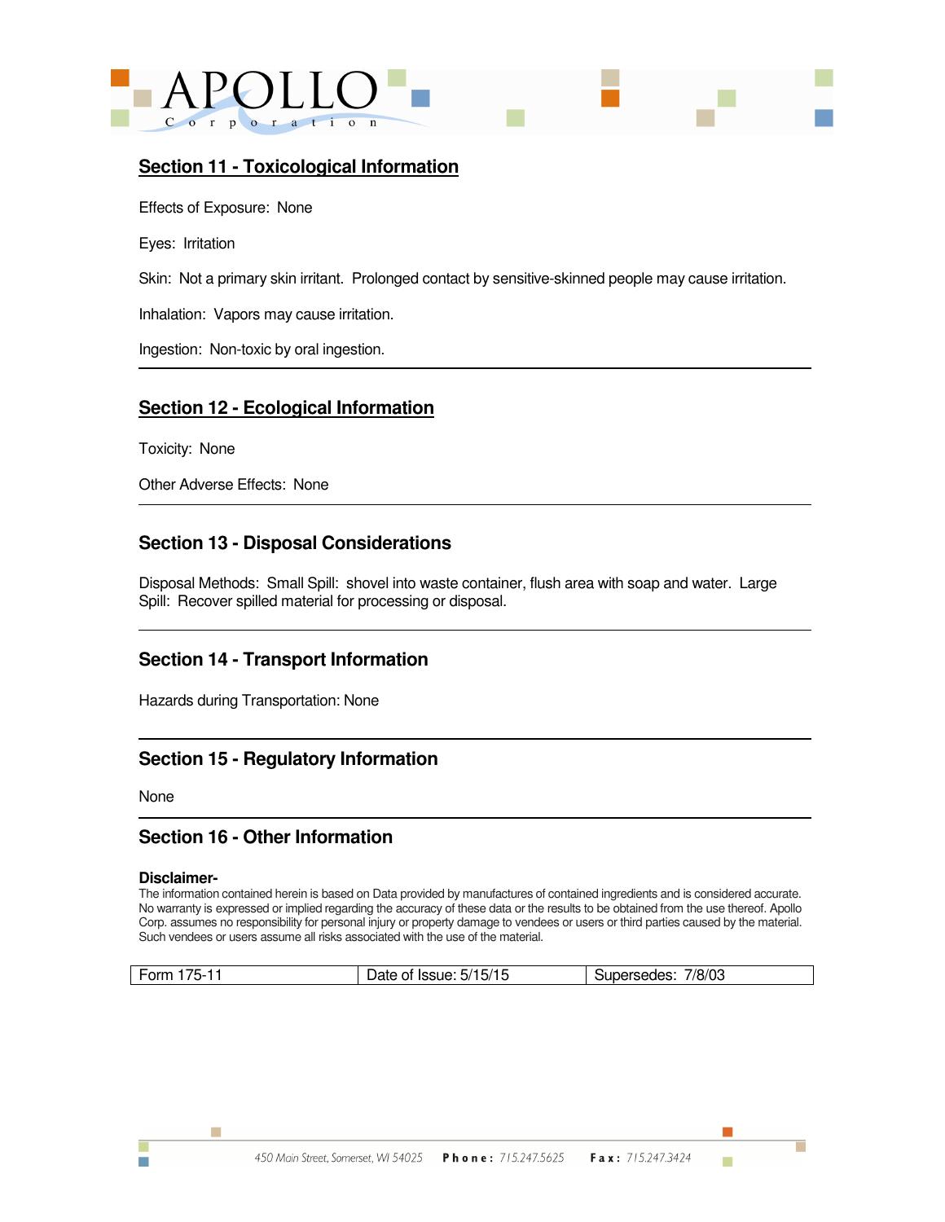## Section 11 - Toxicological Information

Effects of Exposure: None

Eyes: Irritation

Skin: Not a primary skin irritant. Prolonged contact by sensitive-skinned people may cause irritation.

Inhalation: Vapors may cause irritation.

Ingestion: Non-toxic by oral ingestion.

## Section 12 - Ecological Information

Toxicity: None

Other Adverse Effects: None

## Section 13 - Disposal Considerations

Disposal Methods: Small Spill: shovel into waste container, flush area with soap and water. Large Spill: Recover spilled material for processing or disposal.

## Section 14 - Transport Information

Hazards during Transportation: None

## Section 15 - Regulatory Information

None

## Section 16 - Other Information

**Disclaimer-**
The information contained herein is based on Data provided by manufactures of contained ingredients and is considered accurate. No warranty is expressed or implied regarding the accuracy of these data or the results to be obtained from the use thereof. Apollo Corp. assumes no responsibility for personal injury or property damage to vendees or users or third parties caused by the material. Such vendees or users assume all risks associated with the use of the material.

| | | |
|---|---|---|
| Form 175-11 | Date of Issue: 5/15/15 | Supersedes: 7/8/03 |